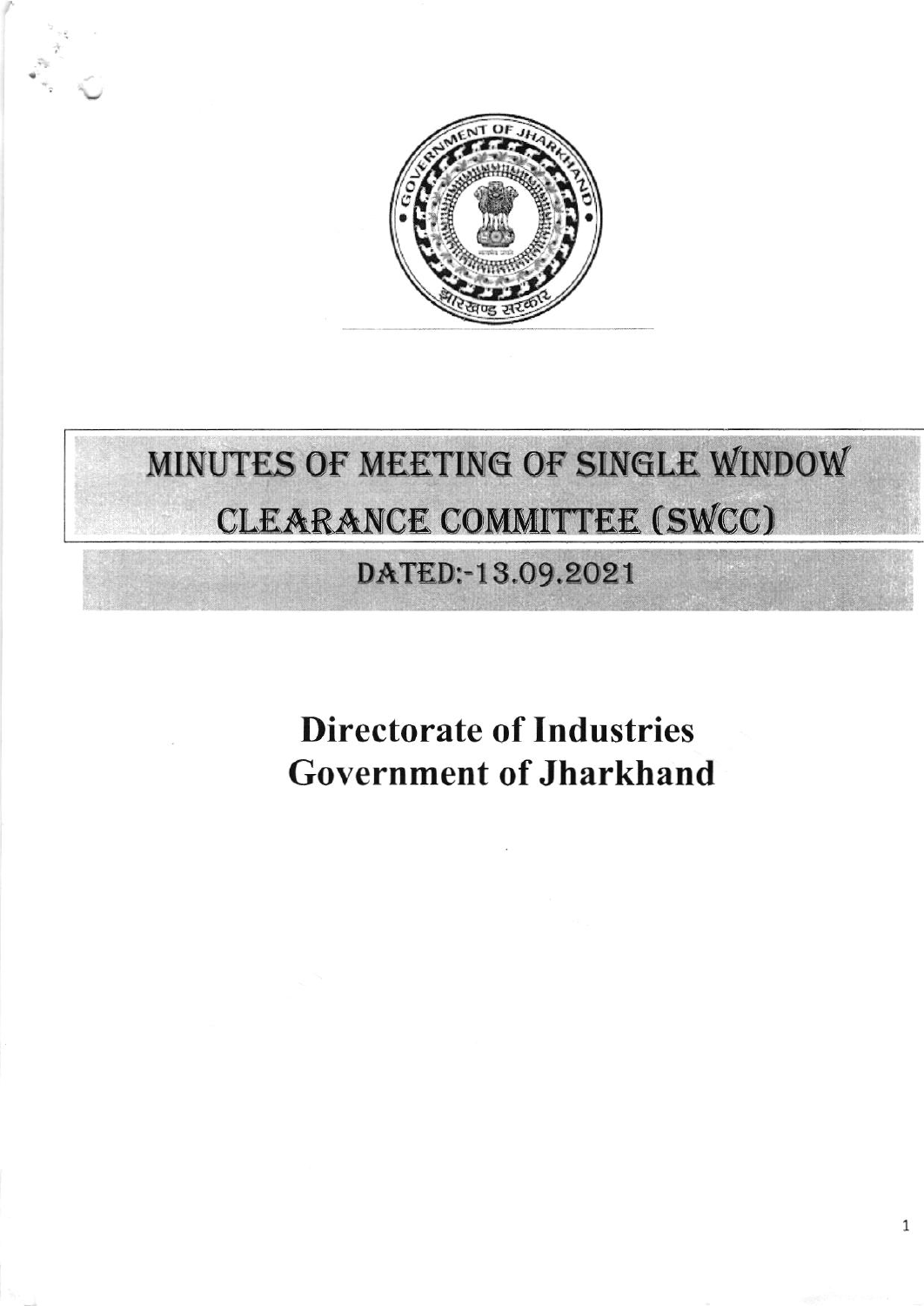# MINUTES OF MEETING OF SINGLE WINDOW CLEARANCE COMMITTEE (SWCC)

## DATED:-13.09.2021

## Directorate of Industries
## Government of Jharkhand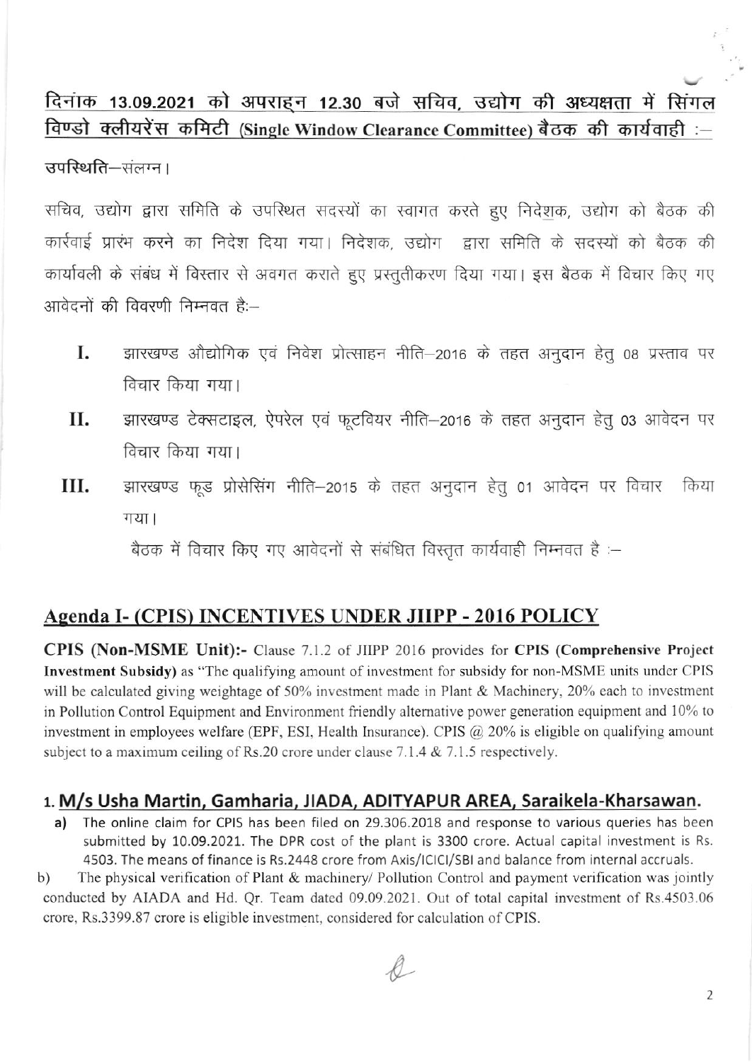## दिनांक 13.09.2021 को अपराह्न 12.30 बजे सचिव, उद्योग की अध्यक्षता में सिंगल विण्डो क्लीयरेंस कमिटी (Single Window Clearance Committee) बैठक की कार्यवाही :–

उपस्थिति–संलग्न।

सचिव, उद्योग द्वारा समिति के उपस्थित सदस्यों का स्वागत करते हुए निदेशक, उद्योग को बैठक की कार्रवाई प्रारंभ करने का निदेश दिया गया। निदेशक, उद्योग द्वारा समिति के सदस्यों को बैठक की कार्यावली के संबंध में विस्तार से अवगत कराते हुए प्रस्तुतीकरण दिया गया। इस बैठक में विचार किए गए आवेदनों की विवरणी निम्नवत है:–

I. झारखण्ड औद्योगिक एवं निवेश प्रोत्साहन नीति–2016 के तहत अनुदान हेतु 08 प्रस्ताव पर विचार किया गया।

II. झारखण्ड टेक्सटाइल, ऐपरेल एवं फूटवियर नीति–2016 के तहत अनुदान हेतु 03 आवेदन पर विचार किया गया।

III. झारखण्ड फूड प्रोसेसिंग नीति–2015 के तहत अनुदान हेतु 01 आवेदन पर विचार किया गया।

बैठक में विचार किए गए आवेदनों से संबंधित विस्तृत कार्यवाही निम्नवत है :–

## Agenda I- (CPIS) INCENTIVES UNDER JIIPP - 2016 POLICY

**CPIS (Non-MSME Unit):-** Clause 7.1.2 of JIIPP 2016 provides for **CPIS (Comprehensive Project Investment Subsidy)** as "The qualifying amount of investment for subsidy for non-MSME units under CPIS will be calculated giving weightage of 50% investment made in Plant & Machinery, 20% each to investment in Pollution Control Equipment and Environment friendly alternative power generation equipment and 10% to investment in employees welfare (EPF, ESI, Health Insurance). CPIS @ 20% is eligible on qualifying amount subject to a maximum ceiling of Rs.20 crore under clause 7.1.4 & 7.1.5 respectively.

### 1. M/s Usha Martin, Gamharia, JIADA, ADITYAPUR AREA, Saraikela-Kharsawan.

a) The online claim for CPIS has been filed on 29.306.2018 and response to various queries has been submitted by 10.09.2021. The DPR cost of the plant is 3300 crore. Actual capital investment is Rs. 4503. The means of finance is Rs.2448 crore from Axis/ICICI/SBI and balance from internal accruals.

b) The physical verification of Plant & machinery/ Pollution Control and payment verification was jointly conducted by AIADA and Hd. Qr. Team dated 09.09.2021. Out of total capital investment of Rs.4503.06 crore, Rs.3399.87 crore is eligible investment, considered for calculation of CPIS.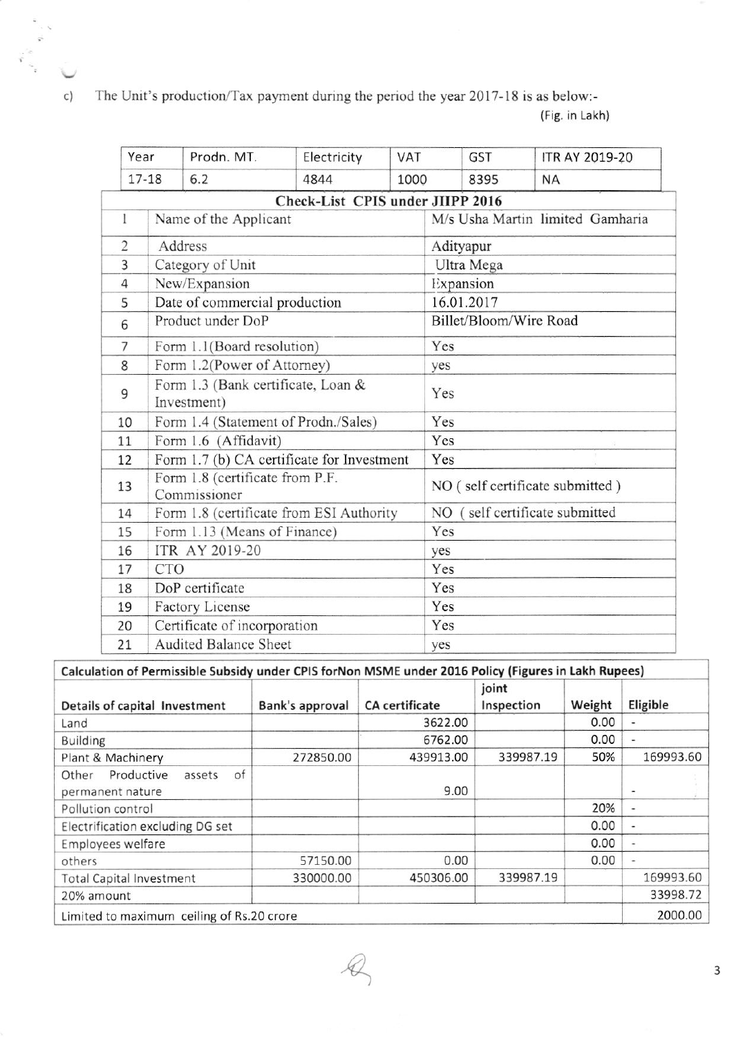c) The Unit's production/Tax payment during the period the year 2017-18 is as below:-

(Fig. in Lakh)

| Year | Prodn. MT. | Electricity | VAT | GST | ITR AY 2019-20 |
|---|---|---|---|---|---|
| 17-18 | 6.2 | 4844 | 1000 | 8395 | NA |

**Check-List CPIS under JIIPP 2016**

| | | |
|---|---|---|
| 1 | Name of the Applicant | M/s Usha Martin limited Gamharia |
| 2 | Address | Adityapur |
| 3 | Category of Unit | Ultra Mega |
| 4 | New/Expansion | Expansion |
| 5 | Date of commercial production | 16.01.2017 |
| 6 | Product under DoP | Billet/Bloom/Wire Road |
| 7 | Form 1.1(Board resolution) | Yes |
| 8 | Form 1.2(Power of Attorney) | yes |
| 9 | Form 1.3 (Bank certificate, Loan & Investment) | Yes |
| 10 | Form 1.4 (Statement of Prodn./Sales) | Yes |
| 11 | Form 1.6 (Affidavit) | Yes |
| 12 | Form 1.7 (b) CA certificate for Investment | Yes |
| 13 | Form 1.8 (certificate from P.F. Commissioner | NO ( self certificate submitted ) |
| 14 | Form 1.8 (certificate from ESI Authority | NO ( self certificate submitted |
| 15 | Form 1.13 (Means of Finance) | Yes |
| 16 | ITR AY 2019-20 | yes |
| 17 | CTO | Yes |
| 18 | DoP certificate | Yes |
| 19 | Factory License | Yes |
| 20 | Certificate of incorporation | Yes |
| 21 | Audited Balance Sheet | yes |

**Calculation of Permissible Subsidy under CPIS forNon MSME under 2016 Policy (Figures in Lakh Rupees)**

| Details of capital Investment | Bank's approval | CA certificate | joint Inspection | Weight | Eligible |
|---|---|---|---|---|---|
| Land | | 3622.00 | | 0.00 | - |
| Building | | 6762.00 | | 0.00 | - |
| Plant & Machinery | 272850.00 | 439913.00 | 339987.19 | 50% | 169993.60 |
| Other Productive assets of permanent nature | | 9.00 | | | - |
| Pollution control | | | | 20% | - |
| Electrification excluding DG set | | | | 0.00 | - |
| Employees welfare | | | | 0.00 | - |
| others | 57150.00 | 0.00 | | 0.00 | - |
| Total Capital Investment | 330000.00 | 450306.00 | 339987.19 | | 169993.60 |
| 20% amount | | | | | 33998.72 |
| Limited to maximum ceiling of Rs.20 crore | | | | | 2000.00 |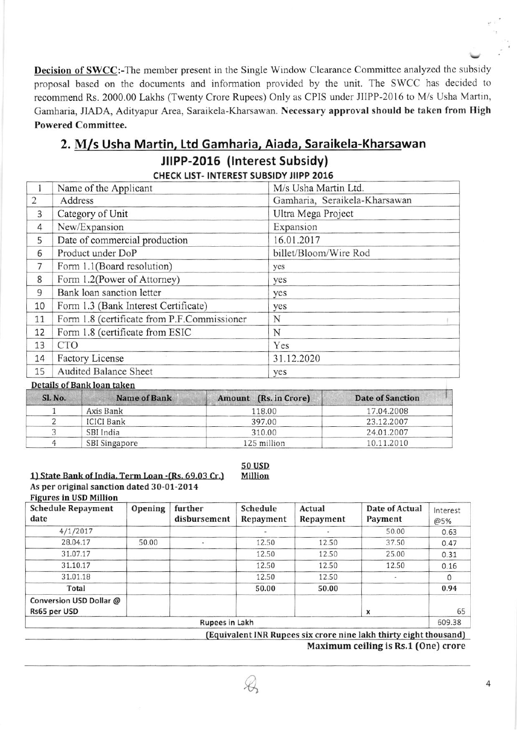**Decision of SWCC**:-The member present in the Single Window Clearance Committee analyzed the subsidy proposal based on the documents and information provided by the unit. The SWCC has decided to recommend Rs. 2000.00 Lakhs (Twenty Crore Rupees) Only as CPIS under JIIPP-2016 to M/s Usha Martin, Gamharia, JIADA, Adityapur Area, Saraikela-Kharsawan. **Necessary approval should be taken from High Powered Committee.**

## 2. M/s Usha Martin, Ltd Gamharia, Aiada, Saraikela-Kharsawan JIIPP-2016 (Interest Subsidy)

**CHECK LIST- INTEREST SUBSIDY JIIPP 2016**

| | | |
|---|---|---|
| 1 | Name of the Applicant | M/s Usha Martin Ltd. |
| 2 | Address | Gamharia, Seraikela-Kharsawan |
| 3 | Category of Unit | Ultra Mega Project |
| 4 | New/Expansion | Expansion |
| 5 | Date of commercial production | 16.01.2017 |
| 6 | Product under DoP | billet/Bloom/Wire Rod |
| 7 | Form 1.1(Board resolution) | yes |
| 8 | Form 1.2(Power of Attorney) | yes |
| 9 | Bank loan sanction letter | yes |
| 10 | Form 1.3 (Bank Interest Certificate) | yes |
| 11 | Form 1.8 (certificate from P.F.Commissioner | N |
| 12 | Form 1.8 (certificate from ESIC | N |
| 13 | CTO | Yes |
| 14 | Factory License | 31.12.2020 |
| 15 | Audited Balance Sheet | yes |

**Details of Bank loan taken**

| Sl. No. | Name of Bank | Amount (Rs. in Crore) | Date of Sanction |
|---|---|---|---|
| 1 | Axis Bank | 118.00 | 17.04.2008 |
| 2 | ICICI Bank | 397.00 | 23.12.2007 |
| 3 | SBI India | 310.00 | 24.01.2007 |
| 4 | SBI Singapore | 125 million | 10.11.2010 |

**1) State Bank of India, Term Loan -(Rs. 69.03 Cr.)** **50 USD Million**

**As per original sanction dated 30-01-2014**

**Figures in USD Million**

| Schedule Repayment date | Opening | further disbursement | Schedule Repayment | Actual Repayment | Date of Actual Payment | Interest @5% |
|---|---|---|---|---|---|---|
| 4/1/2017 | | | - | - | 50.00 | 0.63 |
| 28.04.17 | 50.00 | - | 12.50 | 12.50 | 37.50 | 0.47 |
| 31.07.17 | | | 12.50 | 12.50 | 25.00 | 0.31 |
| 31.10.17 | | | 12.50 | 12.50 | 12.50 | 0.16 |
| 31.01.18 | | | 12.50 | 12.50 | - | 0 |
| Total | | | 50.00 | 50.00 | | 0.94 |
| Conversion USD Dollar @ Rs65 per USD | | | | | x | 65 |
| Rupees in Lakh | | | | | | 609.38 |

**(Equivalent INR Rupees six crore nine lakh thirty eight thousand)**

**Maximum ceiling is Rs.1 (One) crore**